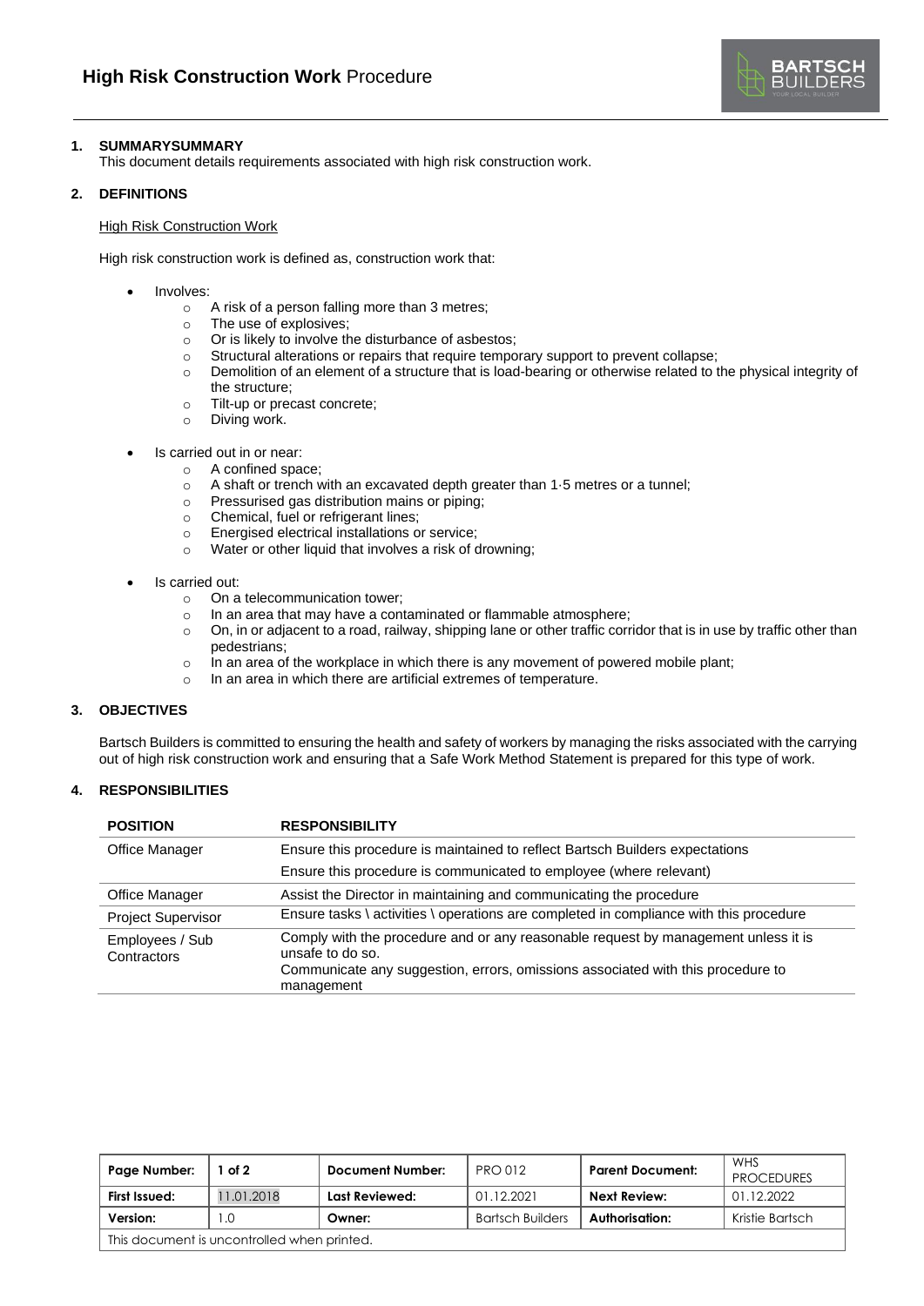# High Risk Construction Work Procedure

## 1. SUMMARYSUMMARY

This document details requirements associated with high risk construction work.

## 2. DEFINITIONS

High Risk Construction Work

High risk construction work is defined as, construction work that:

- Involves:
  - A risk of a person falling more than 3 metres;
  - The use of explosives;
  - Or is likely to involve the disturbance of asbestos;
  - Structural alterations or repairs that require temporary support to prevent collapse;
  - Demolition of an element of a structure that is load-bearing or otherwise related to the physical integrity of the structure;
  - Tilt-up or precast concrete;
  - Diving work.

- Is carried out in or near:
  - A confined space;
  - A shaft or trench with an excavated depth greater than 1·5 metres or a tunnel;
  - Pressurised gas distribution mains or piping;
  - Chemical, fuel or refrigerant lines;
  - Energised electrical installations or service;
  - Water or other liquid that involves a risk of drowning;

- Is carried out:
  - On a telecommunication tower;
  - In an area that may have a contaminated or flammable atmosphere;
  - On, in or adjacent to a road, railway, shipping lane or other traffic corridor that is in use by traffic other than pedestrians;
  - In an area of the workplace in which there is any movement of powered mobile plant;
  - In an area in which there are artificial extremes of temperature.

## 3. OBJECTIVES

Bartsch Builders is committed to ensuring the health and safety of workers by managing the risks associated with the carrying out of high risk construction work and ensuring that a Safe Work Method Statement is prepared for this type of work.

## 4. RESPONSIBILITIES

| POSITION | RESPONSIBILITY |
|---|---|
| Office Manager | Ensure this procedure is maintained to reflect Bartsch Builders expectations<br>Ensure this procedure is communicated to employee (where relevant) |
| Office Manager | Assist the Director in maintaining and communicating the procedure |
| Project Supervisor | Ensure tasks \ activities \ operations are completed in compliance with this procedure |
| Employees / Sub Contractors | Comply with the procedure and or any reasonable request by management unless it is unsafe to do so.<br>Communicate any suggestion, errors, omissions associated with this procedure to management |

| Page Number: | 1 of 2 | Document Number: | PRO 012 | Parent Document: | WHS PROCEDURES |
|---|---|---|---|---|---|
| First Issued: | 11.01.2018 | Last Reviewed: | 01.12.2021 | Next Review: | 01.12.2022 |
| Version: | 1.0 | Owner: | Bartsch Builders | Authorisation: | Kristie Bartsch |

This document is uncontrolled when printed.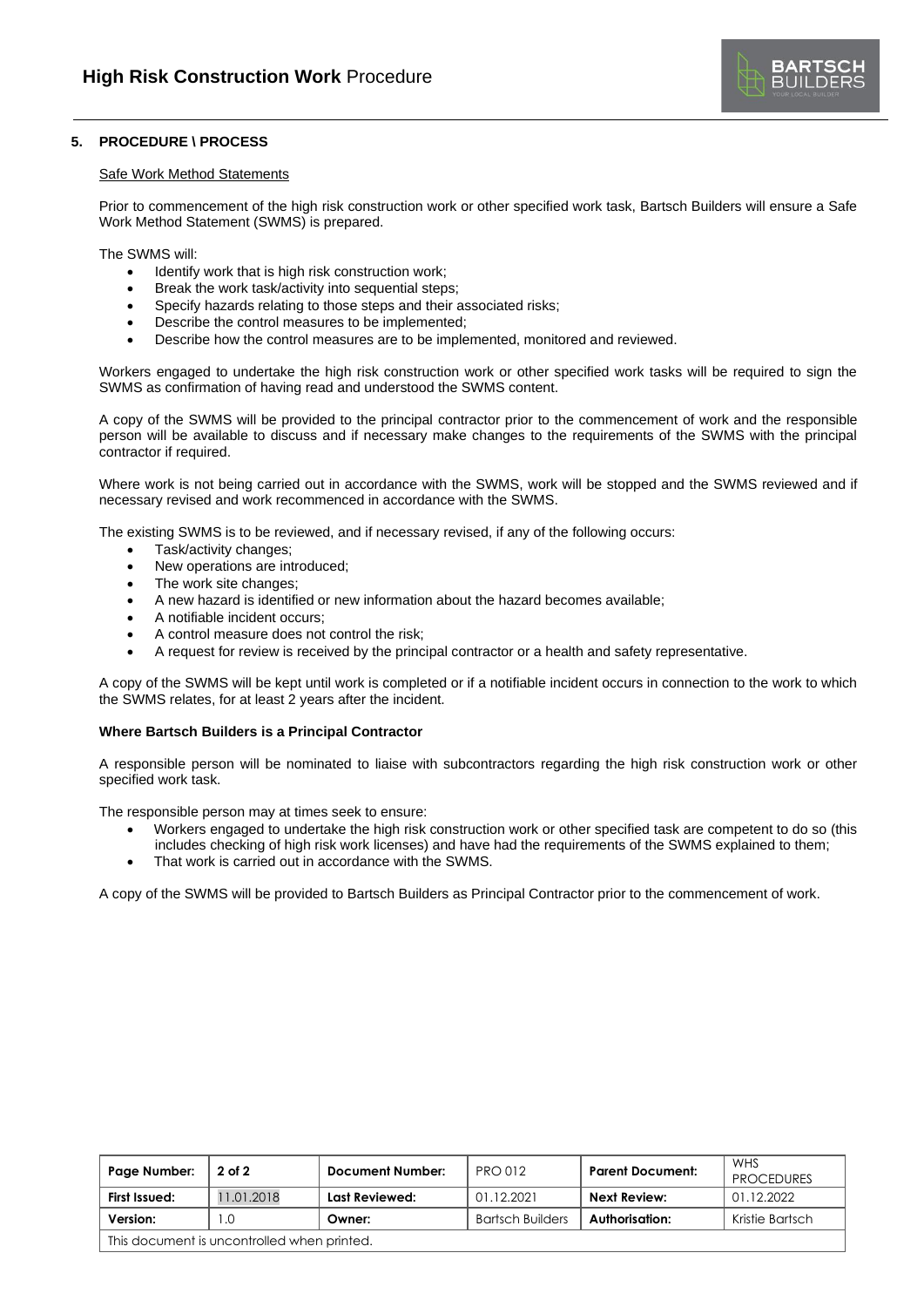## 5. PROCEDURE \ PROCESS

Safe Work Method Statements

Prior to commencement of the high risk construction work or other specified work task, Bartsch Builders will ensure a Safe Work Method Statement (SWMS) is prepared.

The SWMS will:

- Identify work that is high risk construction work;
- Break the work task/activity into sequential steps;
- Specify hazards relating to those steps and their associated risks;
- Describe the control measures to be implemented;
- Describe how the control measures are to be implemented, monitored and reviewed.

Workers engaged to undertake the high risk construction work or other specified work tasks will be required to sign the SWMS as confirmation of having read and understood the SWMS content.

A copy of the SWMS will be provided to the principal contractor prior to the commencement of work and the responsible person will be available to discuss and if necessary make changes to the requirements of the SWMS with the principal contractor if required.

Where work is not being carried out in accordance with the SWMS, work will be stopped and the SWMS reviewed and if necessary revised and work recommenced in accordance with the SWMS.

The existing SWMS is to be reviewed, and if necessary revised, if any of the following occurs:

- Task/activity changes;
- New operations are introduced;
- The work site changes;
- A new hazard is identified or new information about the hazard becomes available;
- A notifiable incident occurs;
- A control measure does not control the risk;
- A request for review is received by the principal contractor or a health and safety representative.

A copy of the SWMS will be kept until work is completed or if a notifiable incident occurs in connection to the work to which the SWMS relates, for at least 2 years after the incident.

**Where Bartsch Builders is a Principal Contractor**

A responsible person will be nominated to liaise with subcontractors regarding the high risk construction work or other specified work task.

The responsible person may at times seek to ensure:

- Workers engaged to undertake the high risk construction work or other specified task are competent to do so (this includes checking of high risk work licenses) and have had the requirements of the SWMS explained to them;
- That work is carried out in accordance with the SWMS.

A copy of the SWMS will be provided to Bartsch Builders as Principal Contractor prior to the commencement of work.

| Page Number: | 2 of 2 | Document Number: | PRO 012 | Parent Document: | WHS PROCEDURES |
|---|---|---|---|---|---|
| First Issued: | 11.01.2018 | Last Reviewed: | 01.12.2021 | Next Review: | 01.12.2022 |
| Version: | 1.0 | Owner: | Bartsch Builders | Authorisation: | Kristie Bartsch |
| This document is uncontrolled when printed. | | | | | |